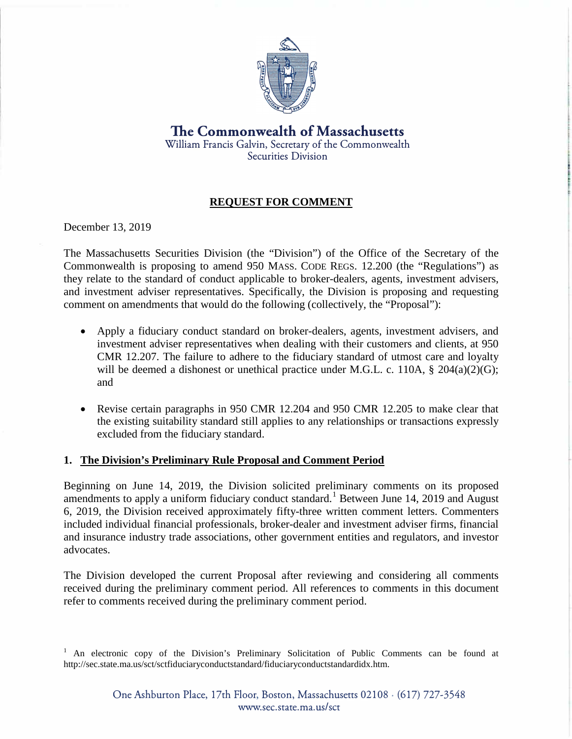**The Commonwealth of Massachusetts**
William Francis Galvin, Secretary of the Commonwealth
Securities Division

## REQUEST FOR COMMENT

December 13, 2019

The Massachusetts Securities Division (the "Division") of the Office of the Secretary of the Commonwealth is proposing to amend 950 MASS. CODE REGS. 12.200 (the "Regulations") as they relate to the standard of conduct applicable to broker-dealers, agents, investment advisers, and investment adviser representatives. Specifically, the Division is proposing and requesting comment on amendments that would do the following (collectively, the "Proposal"):

- Apply a fiduciary conduct standard on broker-dealers, agents, investment advisers, and investment adviser representatives when dealing with their customers and clients, at 950 CMR 12.207. The failure to adhere to the fiduciary standard of utmost care and loyalty will be deemed a dishonest or unethical practice under M.G.L. c. 110A, § 204(a)(2)(G); and
- Revise certain paragraphs in 950 CMR 12.204 and 950 CMR 12.205 to make clear that the existing suitability standard still applies to any relationships or transactions expressly excluded from the fiduciary standard.

### 1. The Division's Preliminary Rule Proposal and Comment Period

Beginning on June 14, 2019, the Division solicited preliminary comments on its proposed amendments to apply a uniform fiduciary conduct standard.[1] Between June 14, 2019 and August 6, 2019, the Division received approximately fifty-three written comment letters. Commenters included individual financial professionals, broker-dealer and investment adviser firms, financial and insurance industry trade associations, other government entities and regulators, and investor advocates.

The Division developed the current Proposal after reviewing and considering all comments received during the preliminary comment period. All references to comments in this document refer to comments received during the preliminary comment period.

[1] An electronic copy of the Division's Preliminary Solicitation of Public Comments can be found at http://sec.state.ma.us/sct/sctfiduciaryconductstandard/fiduciaryconductstandardidx.htm.

One Ashburton Place, 17th Floor, Boston, Massachusetts 02108 · (617) 727-3548
www.sec.state.ma.us/sct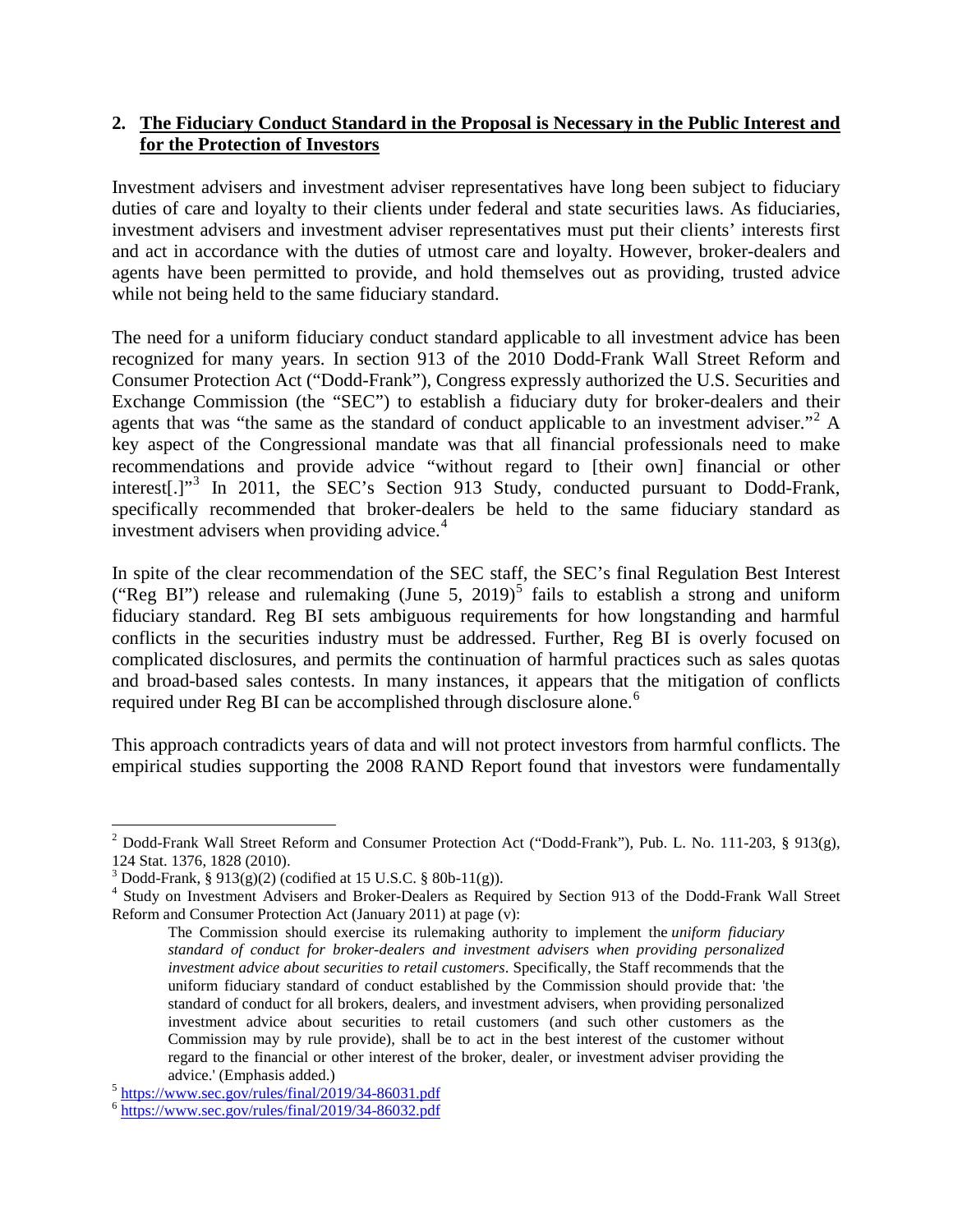## 2. <u>The Fiduciary Conduct Standard in the Proposal is Necessary in the Public Interest and for the Protection of Investors</u>

Investment advisers and investment adviser representatives have long been subject to fiduciary duties of care and loyalty to their clients under federal and state securities laws. As fiduciaries, investment advisers and investment adviser representatives must put their clients' interests first and act in accordance with the duties of utmost care and loyalty. However, broker-dealers and agents have been permitted to provide, and hold themselves out as providing, trusted advice while not being held to the same fiduciary standard.

The need for a uniform fiduciary conduct standard applicable to all investment advice has been recognized for many years. In section 913 of the 2010 Dodd-Frank Wall Street Reform and Consumer Protection Act ("Dodd-Frank"), Congress expressly authorized the U.S. Securities and Exchange Commission (the "SEC") to establish a fiduciary duty for broker-dealers and their agents that was "the same as the standard of conduct applicable to an investment adviser."[2] A key aspect of the Congressional mandate was that all financial professionals need to make recommendations and provide advice "without regard to [their own] financial or other interest[.]"[3] In 2011, the SEC's Section 913 Study, conducted pursuant to Dodd-Frank, specifically recommended that broker-dealers be held to the same fiduciary standard as investment advisers when providing advice.[4]

In spite of the clear recommendation of the SEC staff, the SEC's final Regulation Best Interest ("Reg BI") release and rulemaking (June 5, 2019)[5] fails to establish a strong and uniform fiduciary standard. Reg BI sets ambiguous requirements for how longstanding and harmful conflicts in the securities industry must be addressed. Further, Reg BI is overly focused on complicated disclosures, and permits the continuation of harmful practices such as sales quotas and broad-based sales contests. In many instances, it appears that the mitigation of conflicts required under Reg BI can be accomplished through disclosure alone.[6]

This approach contradicts years of data and will not protect investors from harmful conflicts. The empirical studies supporting the 2008 RAND Report found that investors were fundamentally

---

[2] Dodd-Frank Wall Street Reform and Consumer Protection Act ("Dodd-Frank"), Pub. L. No. 111-203, § 913(g), 124 Stat. 1376, 1828 (2010).

[3] Dodd-Frank, § 913(g)(2) (codified at 15 U.S.C. § 80b-11(g)).

[4] Study on Investment Advisers and Broker-Dealers as Required by Section 913 of the Dodd-Frank Wall Street Reform and Consumer Protection Act (January 2011) at page (v):

> The Commission should exercise its rulemaking authority to implement the *uniform fiduciary standard of conduct for broker-dealers and investment advisers when providing personalized investment advice about securities to retail customers*. Specifically, the Staff recommends that the uniform fiduciary standard of conduct established by the Commission should provide that: 'the standard of conduct for all brokers, dealers, and investment advisers, when providing personalized investment advice about securities to retail customers (and such other customers as the Commission may by rule provide), shall be to act in the best interest of the customer without regard to the financial or other interest of the broker, dealer, or investment adviser providing the advice.' (Emphasis added.)

[5] https://www.sec.gov/rules/final/2019/34-86031.pdf

[6] https://www.sec.gov/rules/final/2019/34-86032.pdf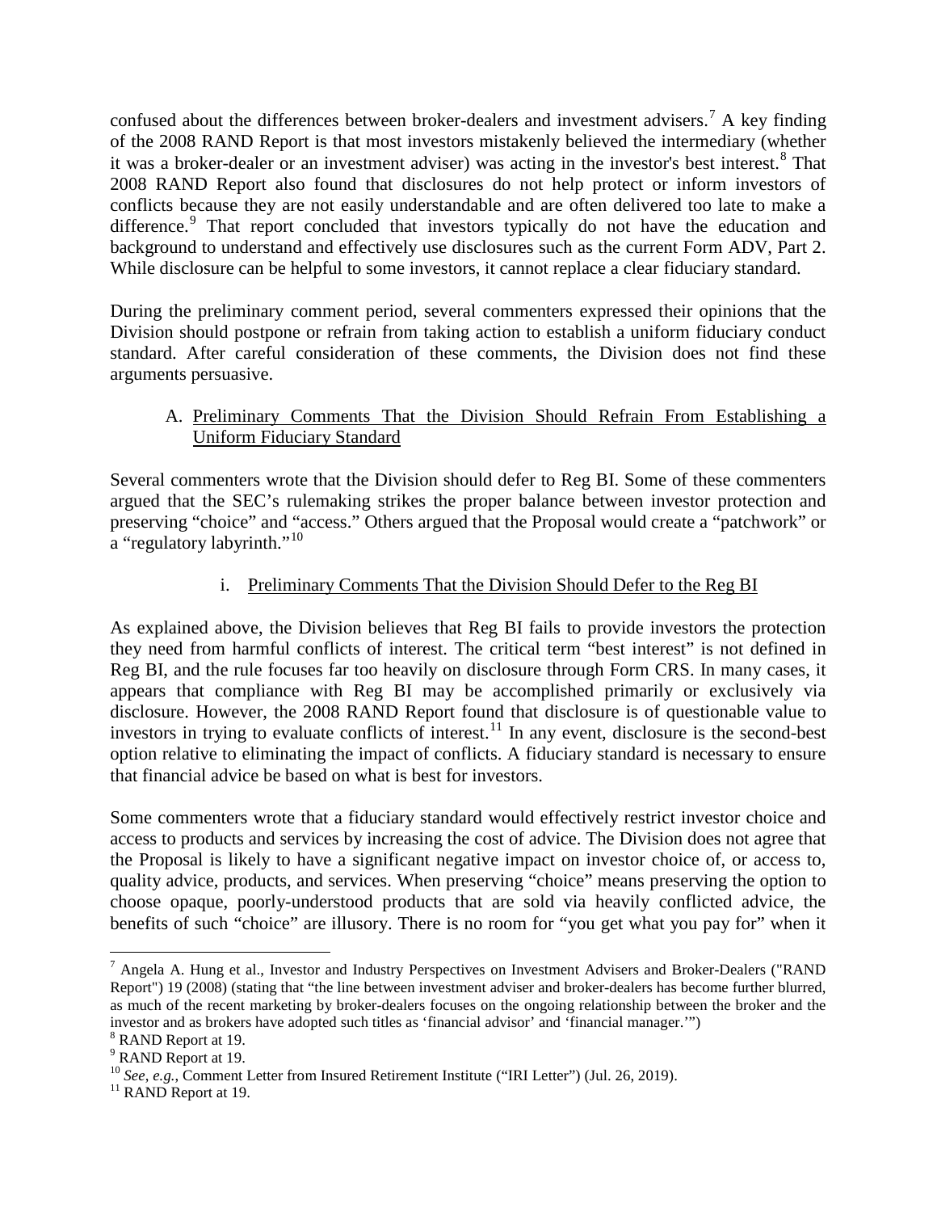confused about the differences between broker-dealers and investment advisers.[7] A key finding of the 2008 RAND Report is that most investors mistakenly believed the intermediary (whether it was a broker-dealer or an investment adviser) was acting in the investor's best interest.[8] That 2008 RAND Report also found that disclosures do not help protect or inform investors of conflicts because they are not easily understandable and are often delivered too late to make a difference.[9] That report concluded that investors typically do not have the education and background to understand and effectively use disclosures such as the current Form ADV, Part 2. While disclosure can be helpful to some investors, it cannot replace a clear fiduciary standard.

During the preliminary comment period, several commenters expressed their opinions that the Division should postpone or refrain from taking action to establish a uniform fiduciary conduct standard. After careful consideration of these comments, the Division does not find these arguments persuasive.

A. <u>Preliminary Comments That the Division Should Refrain From Establishing a Uniform Fiduciary Standard</u>

Several commenters wrote that the Division should defer to Reg BI. Some of these commenters argued that the SEC's rulemaking strikes the proper balance between investor protection and preserving "choice" and "access." Others argued that the Proposal would create a "patchwork" or a "regulatory labyrinth."[10]

i. <u>Preliminary Comments That the Division Should Defer to the Reg BI</u>

As explained above, the Division believes that Reg BI fails to provide investors the protection they need from harmful conflicts of interest. The critical term "best interest" is not defined in Reg BI, and the rule focuses far too heavily on disclosure through Form CRS. In many cases, it appears that compliance with Reg BI may be accomplished primarily or exclusively via disclosure. However, the 2008 RAND Report found that disclosure is of questionable value to investors in trying to evaluate conflicts of interest.[11] In any event, disclosure is the second-best option relative to eliminating the impact of conflicts. A fiduciary standard is necessary to ensure that financial advice be based on what is best for investors.

Some commenters wrote that a fiduciary standard would effectively restrict investor choice and access to products and services by increasing the cost of advice. The Division does not agree that the Proposal is likely to have a significant negative impact on investor choice of, or access to, quality advice, products, and services. When preserving "choice" means preserving the option to choose opaque, poorly-understood products that are sold via heavily conflicted advice, the benefits of such "choice" are illusory. There is no room for "you get what you pay for" when it

---

[7] Angela A. Hung et al., Investor and Industry Perspectives on Investment Advisers and Broker-Dealers ("RAND Report") 19 (2008) (stating that "the line between investment adviser and broker-dealers has become further blurred, as much of the recent marketing by broker-dealers focuses on the ongoing relationship between the broker and the investor and as brokers have adopted such titles as 'financial advisor' and 'financial manager.'")

[8] RAND Report at 19.

[9] RAND Report at 19.

[10] *See, e.g.,* Comment Letter from Insured Retirement Institute ("IRI Letter") (Jul. 26, 2019).

[11] RAND Report at 19.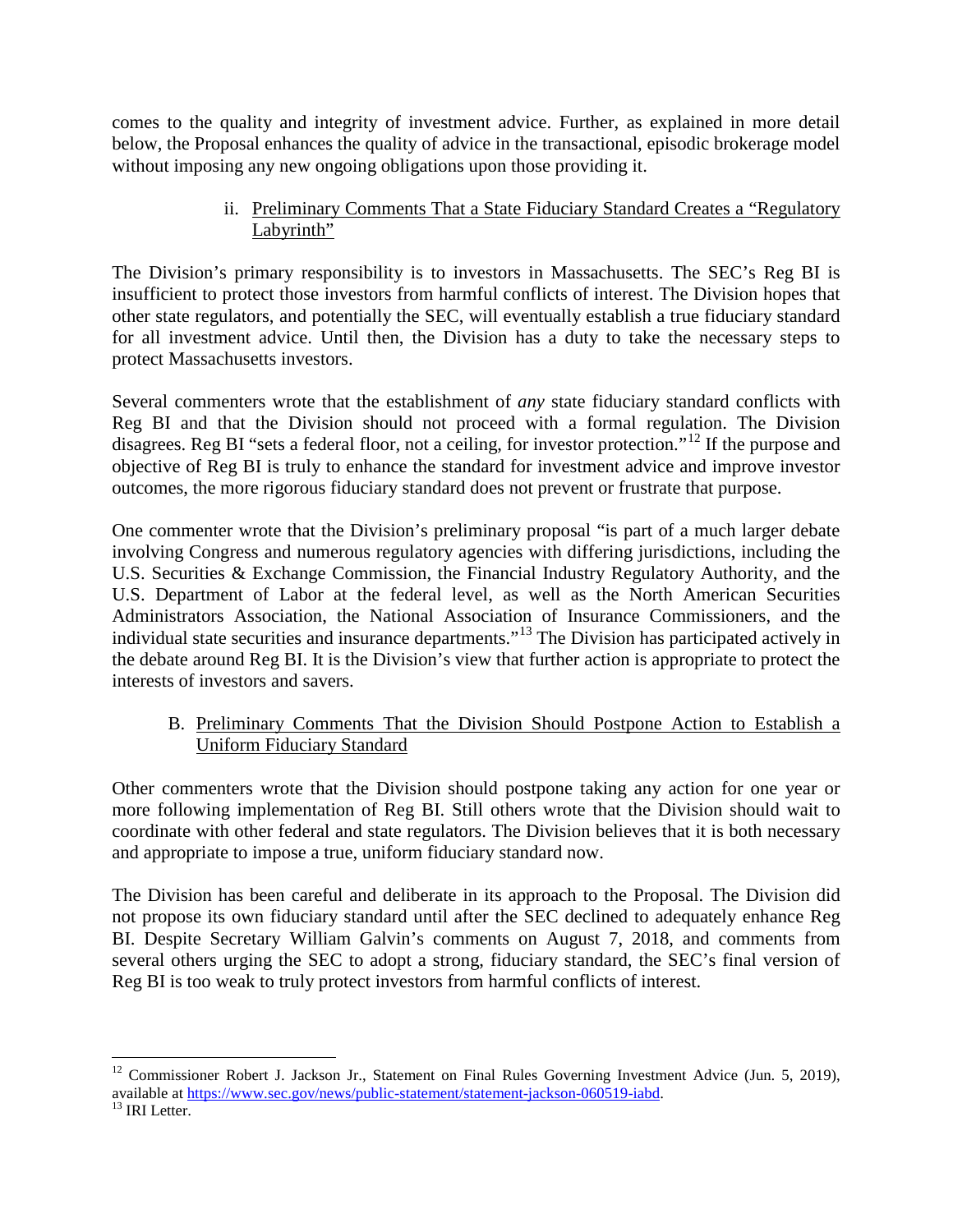comes to the quality and integrity of investment advice. Further, as explained in more detail below, the Proposal enhances the quality of advice in the transactional, episodic brokerage model without imposing any new ongoing obligations upon those providing it.

#### ii. Preliminary Comments That a State Fiduciary Standard Creates a "Regulatory Labyrinth"

The Division's primary responsibility is to investors in Massachusetts. The SEC's Reg BI is insufficient to protect those investors from harmful conflicts of interest. The Division hopes that other state regulators, and potentially the SEC, will eventually establish a true fiduciary standard for all investment advice. Until then, the Division has a duty to take the necessary steps to protect Massachusetts investors.

Several commenters wrote that the establishment of *any* state fiduciary standard conflicts with Reg BI and that the Division should not proceed with a formal regulation. The Division disagrees. Reg BI "sets a federal floor, not a ceiling, for investor protection."[12] If the purpose and objective of Reg BI is truly to enhance the standard for investment advice and improve investor outcomes, the more rigorous fiduciary standard does not prevent or frustrate that purpose.

One commenter wrote that the Division's preliminary proposal "is part of a much larger debate involving Congress and numerous regulatory agencies with differing jurisdictions, including the U.S. Securities & Exchange Commission, the Financial Industry Regulatory Authority, and the U.S. Department of Labor at the federal level, as well as the North American Securities Administrators Association, the National Association of Insurance Commissioners, and the individual state securities and insurance departments."[13] The Division has participated actively in the debate around Reg BI. It is the Division's view that further action is appropriate to protect the interests of investors and savers.

### B. Preliminary Comments That the Division Should Postpone Action to Establish a Uniform Fiduciary Standard

Other commenters wrote that the Division should postpone taking any action for one year or more following implementation of Reg BI. Still others wrote that the Division should wait to coordinate with other federal and state regulators. The Division believes that it is both necessary and appropriate to impose a true, uniform fiduciary standard now.

The Division has been careful and deliberate in its approach to the Proposal. The Division did not propose its own fiduciary standard until after the SEC declined to adequately enhance Reg BI. Despite Secretary William Galvin's comments on August 7, 2018, and comments from several others urging the SEC to adopt a strong, fiduciary standard, the SEC's final version of Reg BI is too weak to truly protect investors from harmful conflicts of interest.

---

[12] Commissioner Robert J. Jackson Jr., Statement on Final Rules Governing Investment Advice (Jun. 5, 2019), available at https://www.sec.gov/news/public-statement/statement-jackson-060519-iabd.

[13] IRI Letter.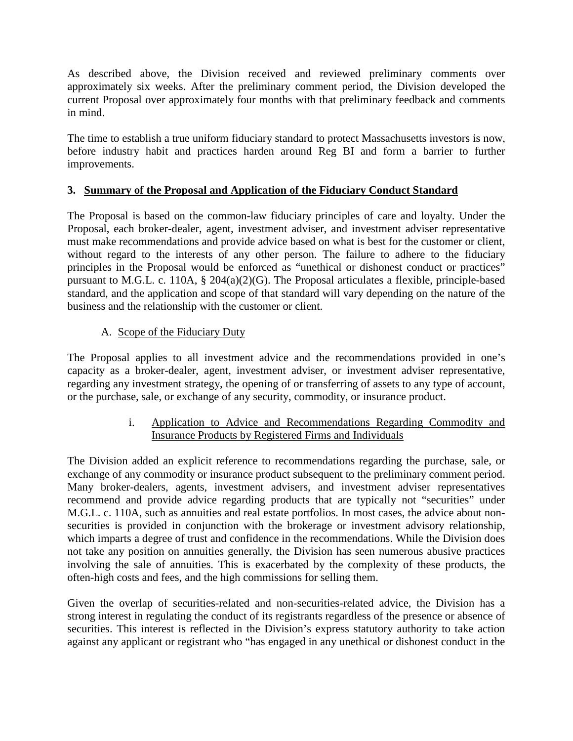As described above, the Division received and reviewed preliminary comments over approximately six weeks. After the preliminary comment period, the Division developed the current Proposal over approximately four months with that preliminary feedback and comments in mind.

The time to establish a true uniform fiduciary standard to protect Massachusetts investors is now, before industry habit and practices harden around Reg BI and form a barrier to further improvements.

## 3. Summary of the Proposal and Application of the Fiduciary Conduct Standard

The Proposal is based on the common-law fiduciary principles of care and loyalty. Under the Proposal, each broker-dealer, agent, investment adviser, and investment adviser representative must make recommendations and provide advice based on what is best for the customer or client, without regard to the interests of any other person. The failure to adhere to the fiduciary principles in the Proposal would be enforced as "unethical or dishonest conduct or practices" pursuant to M.G.L. c. 110A, § 204(a)(2)(G). The Proposal articulates a flexible, principle-based standard, and the application and scope of that standard will vary depending on the nature of the business and the relationship with the customer or client.

### A. Scope of the Fiduciary Duty

The Proposal applies to all investment advice and the recommendations provided in one's capacity as a broker-dealer, agent, investment adviser, or investment adviser representative, regarding any investment strategy, the opening of or transferring of assets to any type of account, or the purchase, sale, or exchange of any security, commodity, or insurance product.

#### i. Application to Advice and Recommendations Regarding Commodity and Insurance Products by Registered Firms and Individuals

The Division added an explicit reference to recommendations regarding the purchase, sale, or exchange of any commodity or insurance product subsequent to the preliminary comment period. Many broker-dealers, agents, investment advisers, and investment adviser representatives recommend and provide advice regarding products that are typically not "securities" under M.G.L. c. 110A, such as annuities and real estate portfolios. In most cases, the advice about non-securities is provided in conjunction with the brokerage or investment advisory relationship, which imparts a degree of trust and confidence in the recommendations. While the Division does not take any position on annuities generally, the Division has seen numerous abusive practices involving the sale of annuities. This is exacerbated by the complexity of these products, the often-high costs and fees, and the high commissions for selling them.

Given the overlap of securities-related and non-securities-related advice, the Division has a strong interest in regulating the conduct of its registrants regardless of the presence or absence of securities. This interest is reflected in the Division's express statutory authority to take action against any applicant or registrant who "has engaged in any unethical or dishonest conduct in the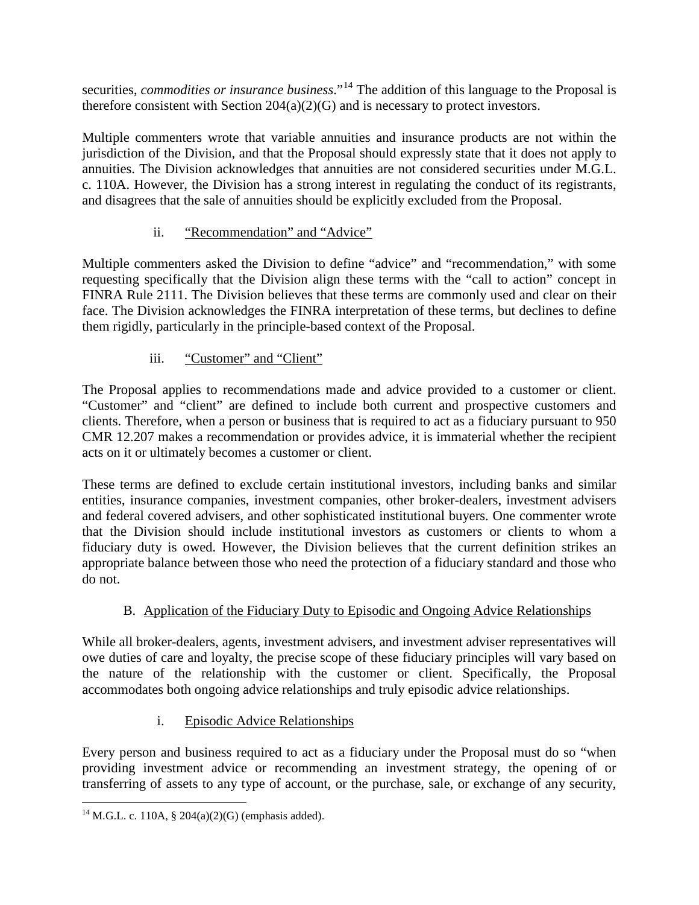securities, *commodities or insurance business*."[14] The addition of this language to the Proposal is therefore consistent with Section 204(a)(2)(G) and is necessary to protect investors.

Multiple commenters wrote that variable annuities and insurance products are not within the jurisdiction of the Division, and that the Proposal should expressly state that it does not apply to annuities. The Division acknowledges that annuities are not considered securities under M.G.L. c. 110A. However, the Division has a strong interest in regulating the conduct of its registrants, and disagrees that the sale of annuities should be explicitly excluded from the Proposal.

#### ii. "Recommendation" and "Advice"

Multiple commenters asked the Division to define "advice" and "recommendation," with some requesting specifically that the Division align these terms with the "call to action" concept in FINRA Rule 2111. The Division believes that these terms are commonly used and clear on their face. The Division acknowledges the FINRA interpretation of these terms, but declines to define them rigidly, particularly in the principle-based context of the Proposal.

#### iii. "Customer" and "Client"

The Proposal applies to recommendations made and advice provided to a customer or client. "Customer" and "client" are defined to include both current and prospective customers and clients. Therefore, when a person or business that is required to act as a fiduciary pursuant to 950 CMR 12.207 makes a recommendation or provides advice, it is immaterial whether the recipient acts on it or ultimately becomes a customer or client.

These terms are defined to exclude certain institutional investors, including banks and similar entities, insurance companies, investment companies, other broker-dealers, investment advisers and federal covered advisers, and other sophisticated institutional buyers. One commenter wrote that the Division should include institutional investors as customers or clients to whom a fiduciary duty is owed. However, the Division believes that the current definition strikes an appropriate balance between those who need the protection of a fiduciary standard and those who do not.

### B. Application of the Fiduciary Duty to Episodic and Ongoing Advice Relationships

While all broker-dealers, agents, investment advisers, and investment adviser representatives will owe duties of care and loyalty, the precise scope of these fiduciary principles will vary based on the nature of the relationship with the customer or client. Specifically, the Proposal accommodates both ongoing advice relationships and truly episodic advice relationships.

#### i. Episodic Advice Relationships

Every person and business required to act as a fiduciary under the Proposal must do so "when providing investment advice or recommending an investment strategy, the opening of or transferring of assets to any type of account, or the purchase, sale, or exchange of any security,

[14] M.G.L. c. 110A, § 204(a)(2)(G) (emphasis added).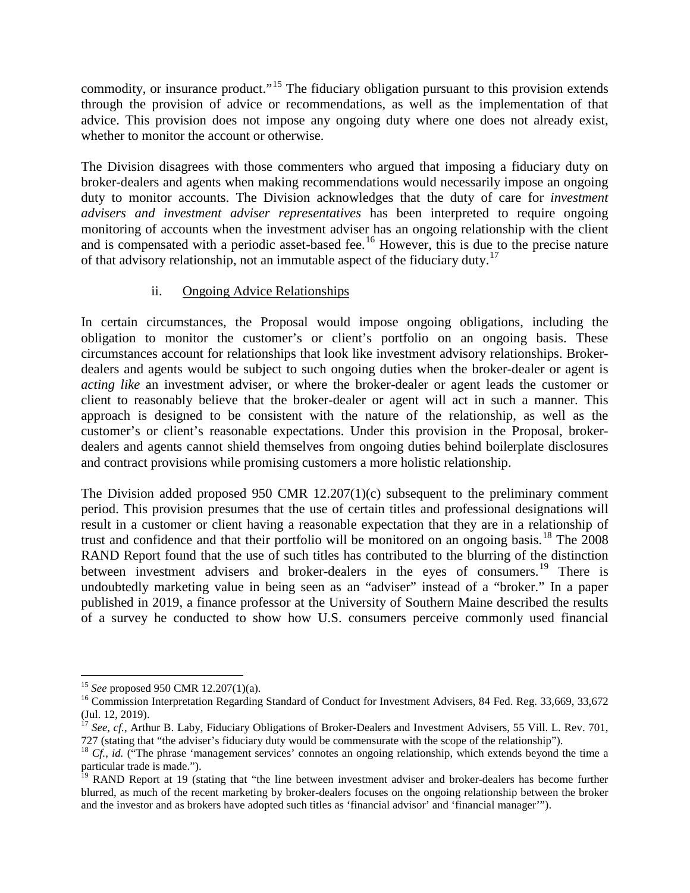commodity, or insurance product."[15] The fiduciary obligation pursuant to this provision extends through the provision of advice or recommendations, as well as the implementation of that advice. This provision does not impose any ongoing duty where one does not already exist, whether to monitor the account or otherwise.

The Division disagrees with those commenters who argued that imposing a fiduciary duty on broker-dealers and agents when making recommendations would necessarily impose an ongoing duty to monitor accounts. The Division acknowledges that the duty of care for *investment advisers and investment adviser representatives* has been interpreted to require ongoing monitoring of accounts when the investment adviser has an ongoing relationship with the client and is compensated with a periodic asset-based fee.[16] However, this is due to the precise nature of that advisory relationship, not an immutable aspect of the fiduciary duty.[17]

ii. Ongoing Advice Relationships

In certain circumstances, the Proposal would impose ongoing obligations, including the obligation to monitor the customer's or client's portfolio on an ongoing basis. These circumstances account for relationships that look like investment advisory relationships. Broker-dealers and agents would be subject to such ongoing duties when the broker-dealer or agent is *acting like* an investment adviser, or where the broker-dealer or agent leads the customer or client to reasonably believe that the broker-dealer or agent will act in such a manner. This approach is designed to be consistent with the nature of the relationship, as well as the customer's or client's reasonable expectations. Under this provision in the Proposal, broker-dealers and agents cannot shield themselves from ongoing duties behind boilerplate disclosures and contract provisions while promising customers a more holistic relationship.

The Division added proposed 950 CMR 12.207(1)(c) subsequent to the preliminary comment period. This provision presumes that the use of certain titles and professional designations will result in a customer or client having a reasonable expectation that they are in a relationship of trust and confidence and that their portfolio will be monitored on an ongoing basis.[18] The 2008 RAND Report found that the use of such titles has contributed to the blurring of the distinction between investment advisers and broker-dealers in the eyes of consumers.[19] There is undoubtedly marketing value in being seen as an "adviser" instead of a "broker." In a paper published in 2019, a finance professor at the University of Southern Maine described the results of a survey he conducted to show how U.S. consumers perceive commonly used financial

---

[15] *See* proposed 950 CMR 12.207(1)(a).

[16] Commission Interpretation Regarding Standard of Conduct for Investment Advisers, 84 Fed. Reg. 33,669, 33,672 (Jul. 12, 2019).

[17] *See, cf.*, Arthur B. Laby, Fiduciary Obligations of Broker-Dealers and Investment Advisers, 55 Vill. L. Rev. 701, 727 (stating that "the adviser's fiduciary duty would be commensurate with the scope of the relationship").

[18] *Cf.*, *id.* ("The phrase 'management services' connotes an ongoing relationship, which extends beyond the time a particular trade is made.").

[19] RAND Report at 19 (stating that "the line between investment adviser and broker-dealers has become further blurred, as much of the recent marketing by broker-dealers focuses on the ongoing relationship between the broker and the investor and as brokers have adopted such titles as 'financial advisor' and 'financial manager'").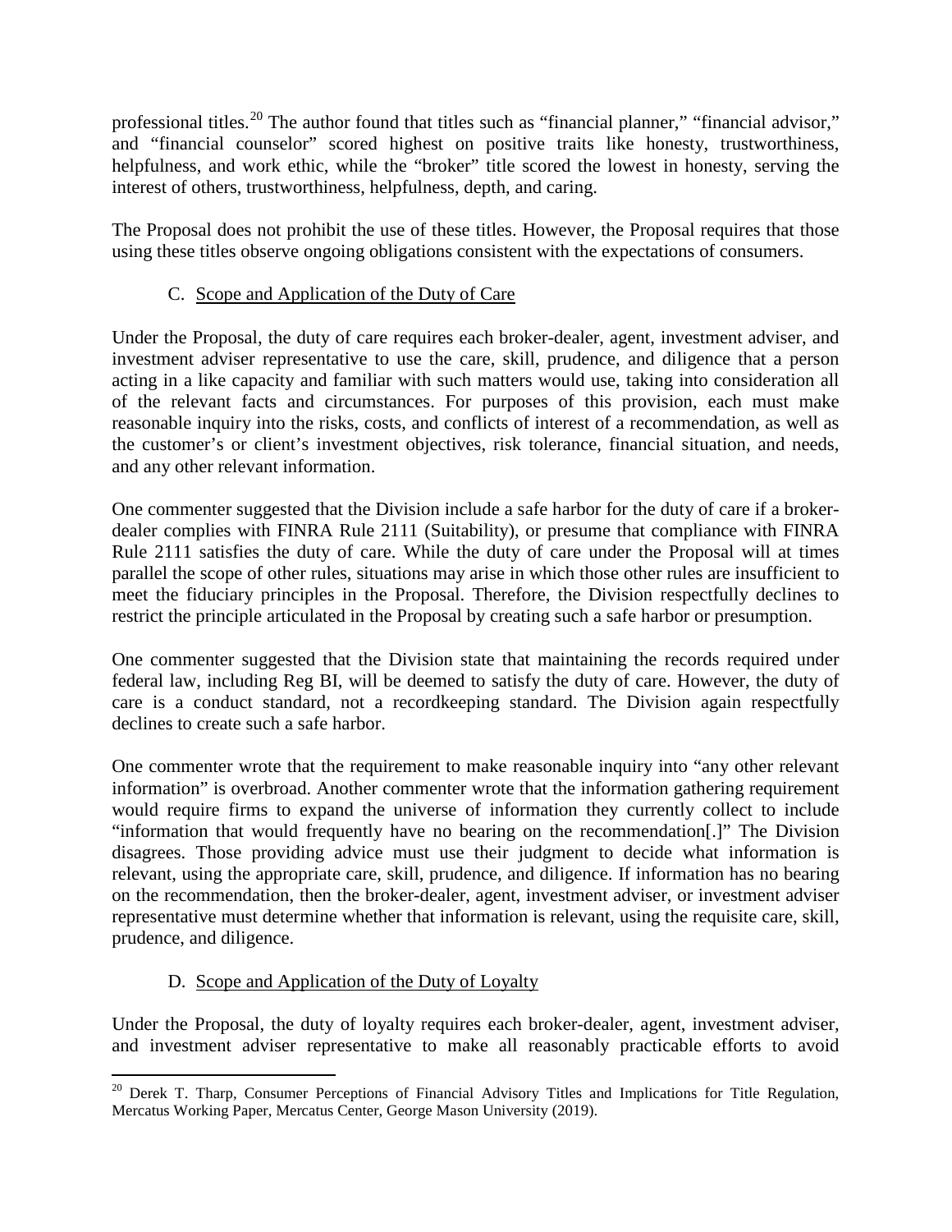professional titles.[20] The author found that titles such as "financial planner," "financial advisor," and "financial counselor" scored highest on positive traits like honesty, trustworthiness, helpfulness, and work ethic, while the "broker" title scored the lowest in honesty, serving the interest of others, trustworthiness, helpfulness, depth, and caring.

The Proposal does not prohibit the use of these titles. However, the Proposal requires that those using these titles observe ongoing obligations consistent with the expectations of consumers.

### C. Scope and Application of the Duty of Care

Under the Proposal, the duty of care requires each broker-dealer, agent, investment adviser, and investment adviser representative to use the care, skill, prudence, and diligence that a person acting in a like capacity and familiar with such matters would use, taking into consideration all of the relevant facts and circumstances. For purposes of this provision, each must make reasonable inquiry into the risks, costs, and conflicts of interest of a recommendation, as well as the customer's or client's investment objectives, risk tolerance, financial situation, and needs, and any other relevant information.

One commenter suggested that the Division include a safe harbor for the duty of care if a broker-dealer complies with FINRA Rule 2111 (Suitability), or presume that compliance with FINRA Rule 2111 satisfies the duty of care. While the duty of care under the Proposal will at times parallel the scope of other rules, situations may arise in which those other rules are insufficient to meet the fiduciary principles in the Proposal. Therefore, the Division respectfully declines to restrict the principle articulated in the Proposal by creating such a safe harbor or presumption.

One commenter suggested that the Division state that maintaining the records required under federal law, including Reg BI, will be deemed to satisfy the duty of care. However, the duty of care is a conduct standard, not a recordkeeping standard. The Division again respectfully declines to create such a safe harbor.

One commenter wrote that the requirement to make reasonable inquiry into "any other relevant information" is overbroad. Another commenter wrote that the information gathering requirement would require firms to expand the universe of information they currently collect to include "information that would frequently have no bearing on the recommendation[.]" The Division disagrees. Those providing advice must use their judgment to decide what information is relevant, using the appropriate care, skill, prudence, and diligence. If information has no bearing on the recommendation, then the broker-dealer, agent, investment adviser, or investment adviser representative must determine whether that information is relevant, using the requisite care, skill, prudence, and diligence.

### D. Scope and Application of the Duty of Loyalty

Under the Proposal, the duty of loyalty requires each broker-dealer, agent, investment adviser, and investment adviser representative to make all reasonably practicable efforts to avoid

[20] Derek T. Tharp, Consumer Perceptions of Financial Advisory Titles and Implications for Title Regulation, Mercatus Working Paper, Mercatus Center, George Mason University (2019).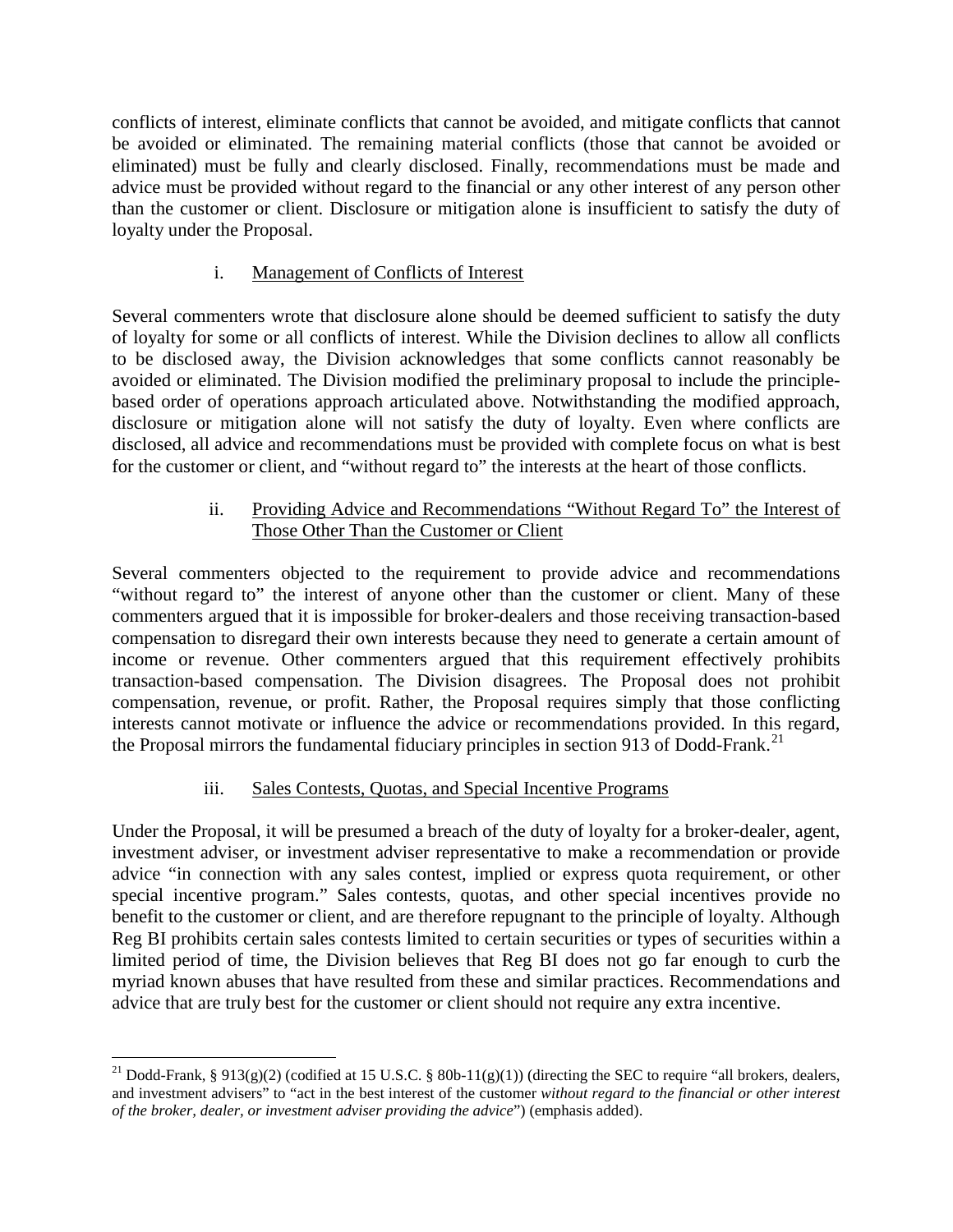conflicts of interest, eliminate conflicts that cannot be avoided, and mitigate conflicts that cannot be avoided or eliminated. The remaining material conflicts (those that cannot be avoided or eliminated) must be fully and clearly disclosed. Finally, recommendations must be made and advice must be provided without regard to the financial or any other interest of any person other than the customer or client. Disclosure or mitigation alone is insufficient to satisfy the duty of loyalty under the Proposal.

i. <u>Management of Conflicts of Interest</u>

Several commenters wrote that disclosure alone should be deemed sufficient to satisfy the duty of loyalty for some or all conflicts of interest. While the Division declines to allow all conflicts to be disclosed away, the Division acknowledges that some conflicts cannot reasonably be avoided or eliminated. The Division modified the preliminary proposal to include the principle-based order of operations approach articulated above. Notwithstanding the modified approach, disclosure or mitigation alone will not satisfy the duty of loyalty. Even where conflicts are disclosed, all advice and recommendations must be provided with complete focus on what is best for the customer or client, and "without regard to" the interests at the heart of those conflicts.

ii. <u>Providing Advice and Recommendations "Without Regard To" the Interest of Those Other Than the Customer or Client</u>

Several commenters objected to the requirement to provide advice and recommendations "without regard to" the interest of anyone other than the customer or client. Many of these commenters argued that it is impossible for broker-dealers and those receiving transaction-based compensation to disregard their own interests because they need to generate a certain amount of income or revenue. Other commenters argued that this requirement effectively prohibits transaction-based compensation. The Division disagrees. The Proposal does not prohibit compensation, revenue, or profit. Rather, the Proposal requires simply that those conflicting interests cannot motivate or influence the advice or recommendations provided. In this regard, the Proposal mirrors the fundamental fiduciary principles in section 913 of Dodd-Frank.[21]

iii. <u>Sales Contests, Quotas, and Special Incentive Programs</u>

Under the Proposal, it will be presumed a breach of the duty of loyalty for a broker-dealer, agent, investment adviser, or investment adviser representative to make a recommendation or provide advice "in connection with any sales contest, implied or express quota requirement, or other special incentive program." Sales contests, quotas, and other special incentives provide no benefit to the customer or client, and are therefore repugnant to the principle of loyalty. Although Reg BI prohibits certain sales contests limited to certain securities or types of securities within a limited period of time, the Division believes that Reg BI does not go far enough to curb the myriad known abuses that have resulted from these and similar practices. Recommendations and advice that are truly best for the customer or client should not require any extra incentive.

---

[21] Dodd-Frank, § 913(g)(2) (codified at 15 U.S.C. § 80b-11(g)(1)) (directing the SEC to require "all brokers, dealers, and investment advisers" to "act in the best interest of the customer *without regard to the financial or other interest of the broker, dealer, or investment adviser providing the advice*") (emphasis added).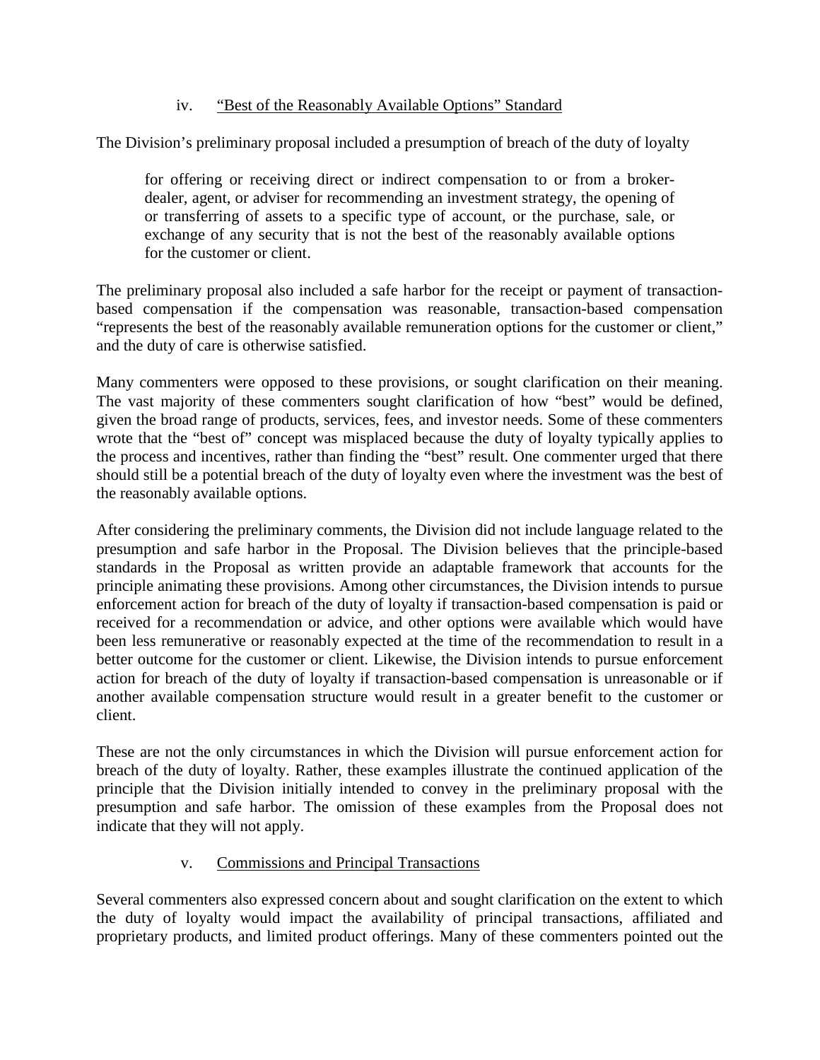### iv. <u>"Best of the Reasonably Available Options" Standard</u>

The Division's preliminary proposal included a presumption of breach of the duty of loyalty

> for offering or receiving direct or indirect compensation to or from a broker-dealer, agent, or adviser for recommending an investment strategy, the opening of or transferring of assets to a specific type of account, or the purchase, sale, or exchange of any security that is not the best of the reasonably available options for the customer or client.

The preliminary proposal also included a safe harbor for the receipt or payment of transaction-based compensation if the compensation was reasonable, transaction-based compensation "represents the best of the reasonably available remuneration options for the customer or client," and the duty of care is otherwise satisfied.

Many commenters were opposed to these provisions, or sought clarification on their meaning. The vast majority of these commenters sought clarification of how "best" would be defined, given the broad range of products, services, fees, and investor needs. Some of these commenters wrote that the "best of" concept was misplaced because the duty of loyalty typically applies to the process and incentives, rather than finding the "best" result. One commenter urged that there should still be a potential breach of the duty of loyalty even where the investment was the best of the reasonably available options.

After considering the preliminary comments, the Division did not include language related to the presumption and safe harbor in the Proposal. The Division believes that the principle-based standards in the Proposal as written provide an adaptable framework that accounts for the principle animating these provisions. Among other circumstances, the Division intends to pursue enforcement action for breach of the duty of loyalty if transaction-based compensation is paid or received for a recommendation or advice, and other options were available which would have been less remunerative or reasonably expected at the time of the recommendation to result in a better outcome for the customer or client. Likewise, the Division intends to pursue enforcement action for breach of the duty of loyalty if transaction-based compensation is unreasonable or if another available compensation structure would result in a greater benefit to the customer or client.

These are not the only circumstances in which the Division will pursue enforcement action for breach of the duty of loyalty. Rather, these examples illustrate the continued application of the principle that the Division initially intended to convey in the preliminary proposal with the presumption and safe harbor. The omission of these examples from the Proposal does not indicate that they will not apply.

### v. <u>Commissions and Principal Transactions</u>

Several commenters also expressed concern about and sought clarification on the extent to which the duty of loyalty would impact the availability of principal transactions, affiliated and proprietary products, and limited product offerings. Many of these commenters pointed out the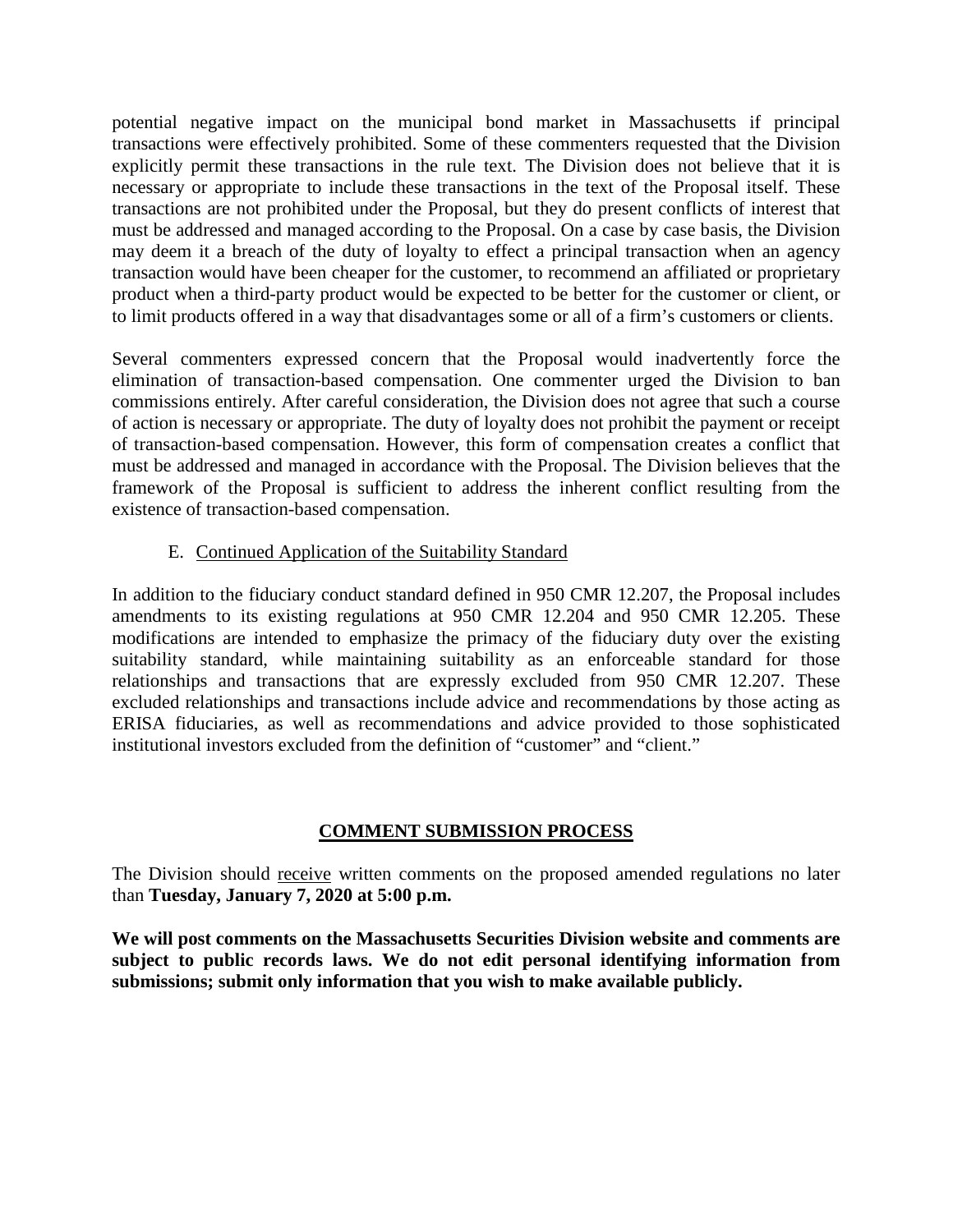potential negative impact on the municipal bond market in Massachusetts if principal transactions were effectively prohibited. Some of these commenters requested that the Division explicitly permit these transactions in the rule text. The Division does not believe that it is necessary or appropriate to include these transactions in the text of the Proposal itself. These transactions are not prohibited under the Proposal, but they do present conflicts of interest that must be addressed and managed according to the Proposal. On a case by case basis, the Division may deem it a breach of the duty of loyalty to effect a principal transaction when an agency transaction would have been cheaper for the customer, to recommend an affiliated or proprietary product when a third-party product would be expected to be better for the customer or client, or to limit products offered in a way that disadvantages some or all of a firm's customers or clients.

Several commenters expressed concern that the Proposal would inadvertently force the elimination of transaction-based compensation. One commenter urged the Division to ban commissions entirely. After careful consideration, the Division does not agree that such a course of action is necessary or appropriate. The duty of loyalty does not prohibit the payment or receipt of transaction-based compensation. However, this form of compensation creates a conflict that must be addressed and managed in accordance with the Proposal. The Division believes that the framework of the Proposal is sufficient to address the inherent conflict resulting from the existence of transaction-based compensation.

E. Continued Application of the Suitability Standard

In addition to the fiduciary conduct standard defined in 950 CMR 12.207, the Proposal includes amendments to its existing regulations at 950 CMR 12.204 and 950 CMR 12.205. These modifications are intended to emphasize the primacy of the fiduciary duty over the existing suitability standard, while maintaining suitability as an enforceable standard for those relationships and transactions that are expressly excluded from 950 CMR 12.207. These excluded relationships and transactions include advice and recommendations by those acting as ERISA fiduciaries, as well as recommendations and advice provided to those sophisticated institutional investors excluded from the definition of "customer" and "client."

## COMMENT SUBMISSION PROCESS

The Division should receive written comments on the proposed amended regulations no later than **Tuesday, January 7, 2020 at 5:00 p.m.**

**We will post comments on the Massachusetts Securities Division website and comments are subject to public records laws. We do not edit personal identifying information from submissions; submit only information that you wish to make available publicly.**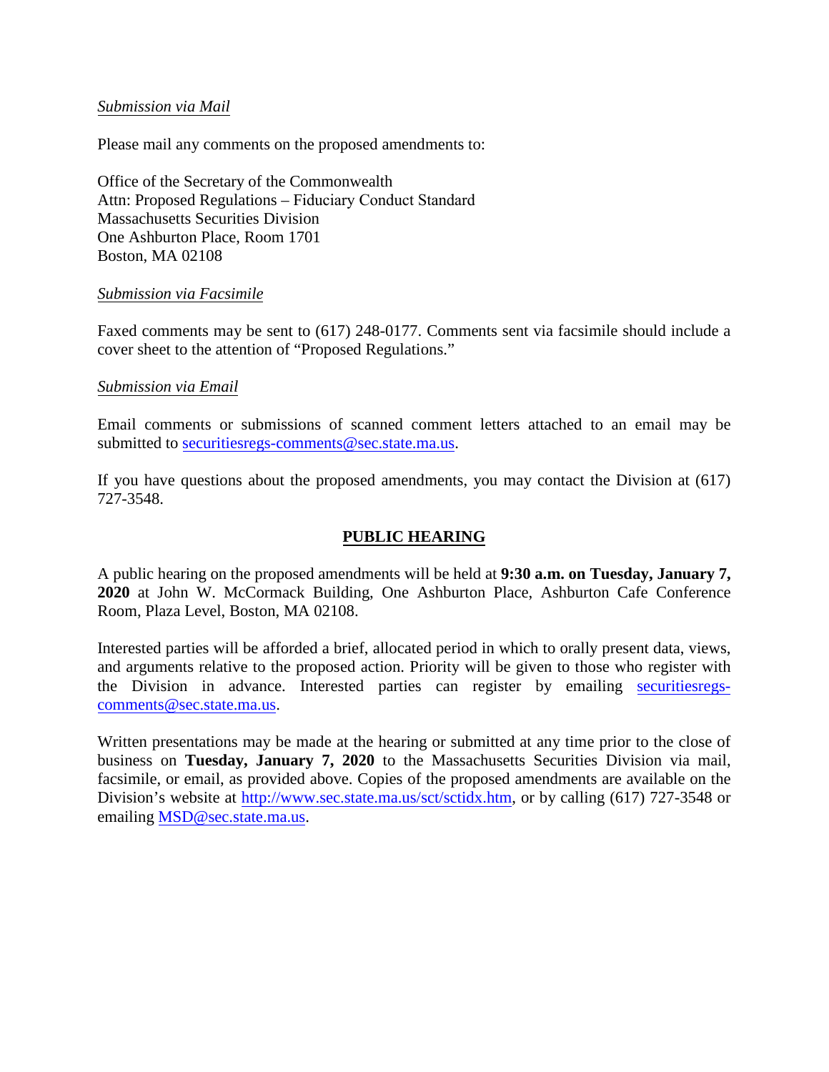*Submission via Mail*

Please mail any comments on the proposed amendments to:

Office of the Secretary of the Commonwealth
Attn: Proposed Regulations – Fiduciary Conduct Standard
Massachusetts Securities Division
One Ashburton Place, Room 1701
Boston, MA 02108

*Submission via Facsimile*

Faxed comments may be sent to (617) 248-0177. Comments sent via facsimile should include a cover sheet to the attention of "Proposed Regulations."

*Submission via Email*

Email comments or submissions of scanned comment letters attached to an email may be submitted to securitiesregs-comments@sec.state.ma.us.

If you have questions about the proposed amendments, you may contact the Division at (617) 727-3548.

## PUBLIC HEARING

A public hearing on the proposed amendments will be held at **9:30 a.m. on Tuesday, January 7, 2020** at John W. McCormack Building, One Ashburton Place, Ashburton Cafe Conference Room, Plaza Level, Boston, MA 02108.

Interested parties will be afforded a brief, allocated period in which to orally present data, views, and arguments relative to the proposed action. Priority will be given to those who register with the Division in advance. Interested parties can register by emailing securitiesregs-comments@sec.state.ma.us.

Written presentations may be made at the hearing or submitted at any time prior to the close of business on **Tuesday, January 7, 2020** to the Massachusetts Securities Division via mail, facsimile, or email, as provided above. Copies of the proposed amendments are available on the Division's website at http://www.sec.state.ma.us/sct/sctidx.htm, or by calling (617) 727-3548 or emailing MSD@sec.state.ma.us.